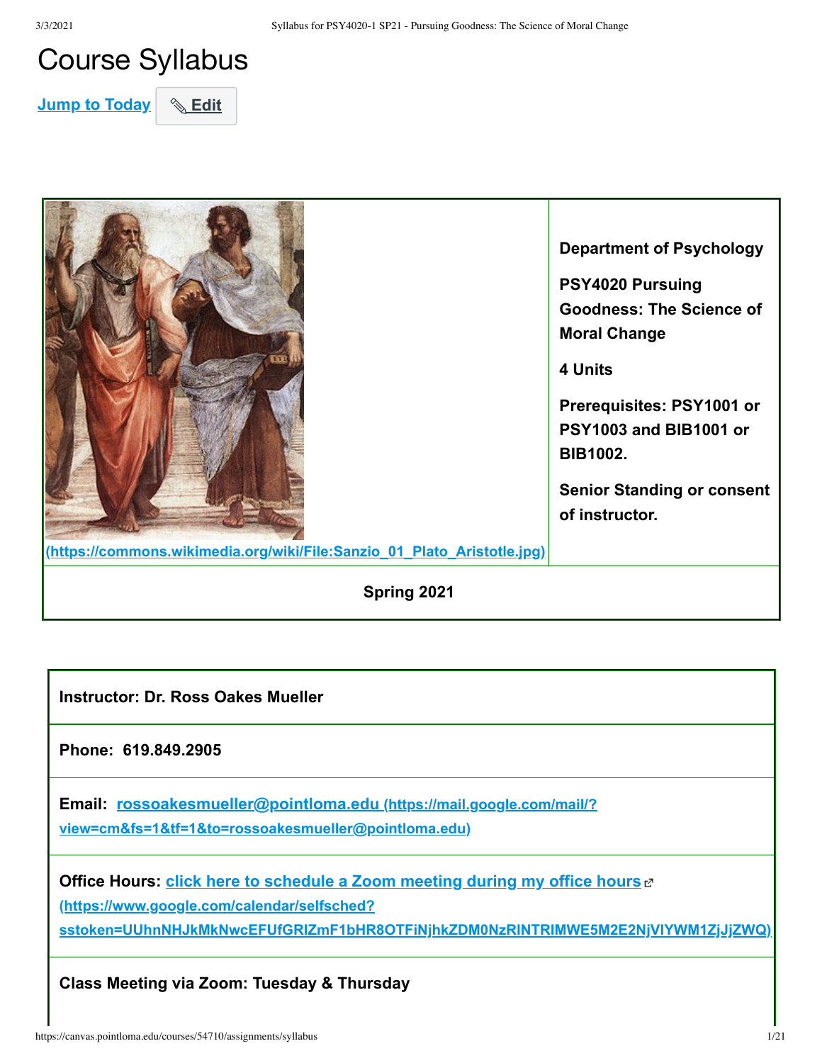# Course Syllabus

Jump to Today Edit

(https://commons.wikimedia.org/wiki/File:Sanzio_01_Plato_Aristotle.jpg)

**Department of Psychology**

**PSY4020 Pursuing Goodness: The Science of Moral Change**

**4 Units**

**Prerequisites: PSY1001 or PSY1003 and BIB1001 or BIB1002.**

**Senior Standing or consent of instructor.**

**Spring 2021**

**Instructor: Dr. Ross Oakes Mueller**

**Phone: 619.849.2905**

**Email:** rossoakesmueller@pointloma.edu (https://mail.google.com/mail/?view=cm&fs=1&tf=1&to=rossoakesmueller@pointloma.edu)

**Office Hours:** click here to schedule a Zoom meeting during my office hours (https://www.google.com/calendar/selfsched?sstoken=UUhnNHJkMkNwcEFUfGRlZmF1bHR8OTFiNjhkZDM0NzRlNTRlMWE5M2E2NjVlYWM1ZjJjZWQ)

**Class Meeting via Zoom: Tuesday & Thursday**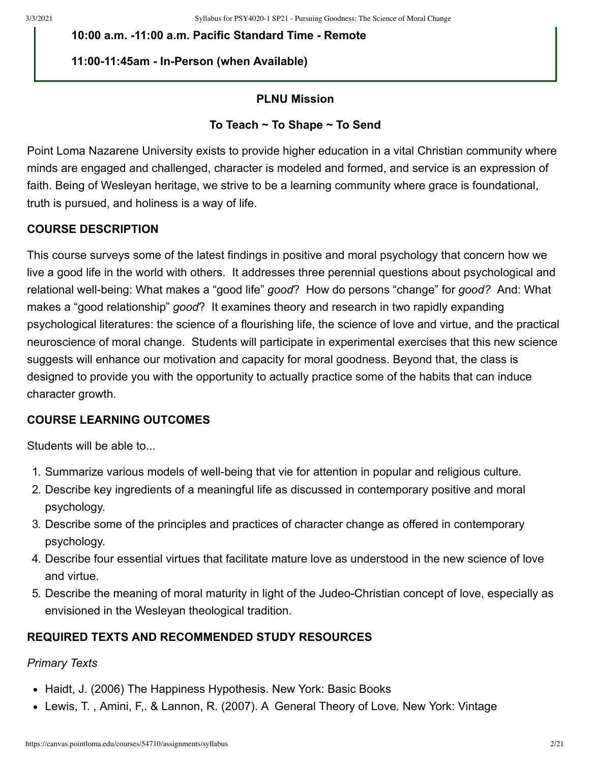**10:00 a.m. -11:00 a.m. Pacific Standard Time - Remote**

**11:00-11:45am - In-Person (when Available)**

**PLNU Mission**

**To Teach ~ To Shape ~ To Send**

Point Loma Nazarene University exists to provide higher education in a vital Christian community where minds are engaged and challenged, character is modeled and formed, and service is an expression of faith. Being of Wesleyan heritage, we strive to be a learning community where grace is foundational, truth is pursued, and holiness is a way of life.

## COURSE DESCRIPTION

This course surveys some of the latest findings in positive and moral psychology that concern how we live a good life in the world with others.  It addresses three perennial questions about psychological and relational well-being: What makes a "good life" *good*?  How do persons "change" for *good?*  And: What makes a "good relationship" *good*?  It examines theory and research in two rapidly expanding psychological literatures: the science of a flourishing life, the science of love and virtue, and the practical neuroscience of moral change.  Students will participate in experimental exercises that this new science suggests will enhance our motivation and capacity for moral goodness. Beyond that, the class is designed to provide you with the opportunity to actually practice some of the habits that can induce character growth.

## COURSE LEARNING OUTCOMES

Students will be able to...

1. Summarize various models of well-being that vie for attention in popular and religious culture.
2. Describe key ingredients of a meaningful life as discussed in contemporary positive and moral psychology.
3. Describe some of the principles and practices of character change as offered in contemporary psychology.
4. Describe four essential virtues that facilitate mature love as understood in the new science of love and virtue.
5. Describe the meaning of moral maturity in light of the Judeo-Christian concept of love, especially as envisioned in the Wesleyan theological tradition.

## REQUIRED TEXTS AND RECOMMENDED STUDY RESOURCES

*Primary Texts*

- Haidt, J. (2006) The Happiness Hypothesis. New York: Basic Books
- Lewis, T. , Amini, F,. & Lannon, R. (2007). A  General Theory of Love. New York: Vintage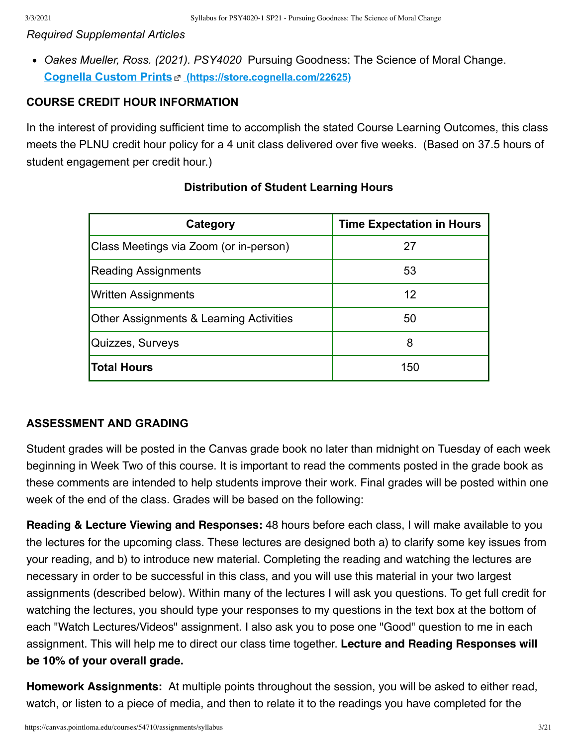*Required Supplemental Articles*

- *Oakes Mueller, Ross. (2021). PSY4020* Pursuing Goodness: The Science of Moral Change. [**Cognella Custom Prints** (https://store.cognella.com/22625)](https://store.cognella.com/22625)

**COURSE CREDIT HOUR INFORMATION**

In the interest of providing sufficient time to accomplish the stated Course Learning Outcomes, this class meets the PLNU credit hour policy for a 4 unit class delivered over five weeks. (Based on 37.5 hours of student engagement per credit hour.)

**Distribution of Student Learning Hours**

| Category | Time Expectation in Hours |
| --- | --- |
| Class Meetings via Zoom (or in-person) | 27 |
| Reading Assignments | 53 |
| Written Assignments | 12 |
| Other Assignments & Learning Activities | 50 |
| Quizzes, Surveys | 8 |
| **Total Hours** | 150 |

**ASSESSMENT AND GRADING**

Student grades will be posted in the Canvas grade book no later than midnight on Tuesday of each week beginning in Week Two of this course. It is important to read the comments posted in the grade book as these comments are intended to help students improve their work. Final grades will be posted within one week of the end of the class. Grades will be based on the following:

**Reading & Lecture Viewing and Responses:** 48 hours before each class, I will make available to you the lectures for the upcoming class. These lectures are designed both a) to clarify some key issues from your reading, and b) to introduce new material. Completing the reading and watching the lectures are necessary in order to be successful in this class, and you will use this material in your two largest assignments (described below). Within many of the lectures I will ask you questions. To get full credit for watching the lectures, you should type your responses to my questions in the text box at the bottom of each "Watch Lectures/Videos" assignment. I also ask you to pose one "Good" question to me in each assignment. This will help me to direct our class time together. **Lecture and Reading Responses will be 10% of your overall grade.**

**Homework Assignments:** At multiple points throughout the session, you will be asked to either read, watch, or listen to a piece of media, and then to relate it to the readings you have completed for the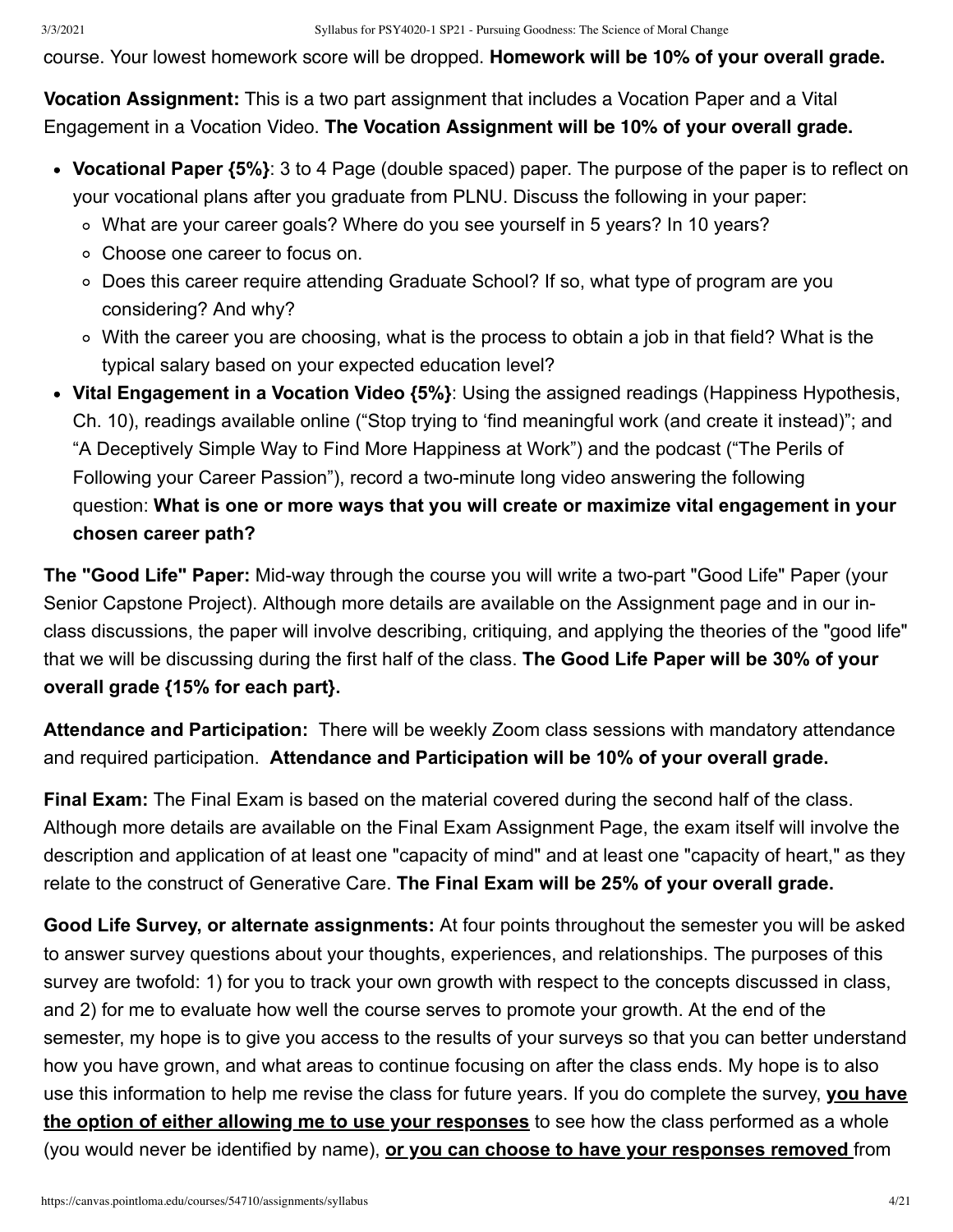course. Your lowest homework score will be dropped. **Homework will be 10% of your overall grade.**

**Vocation Assignment:** This is a two part assignment that includes a Vocation Paper and a Vital Engagement in a Vocation Video. **The Vocation Assignment will be 10% of your overall grade.**

- **Vocational Paper {5%}**: 3 to 4 Page (double spaced) paper. The purpose of the paper is to reflect on your vocational plans after you graduate from PLNU. Discuss the following in your paper:
  - What are your career goals? Where do you see yourself in 5 years? In 10 years?
  - Choose one career to focus on.
  - Does this career require attending Graduate School? If so, what type of program are you considering? And why?
  - With the career you are choosing, what is the process to obtain a job in that field? What is the typical salary based on your expected education level?
- **Vital Engagement in a Vocation Video {5%}**: Using the assigned readings (Happiness Hypothesis, Ch. 10), readings available online ("Stop trying to 'find meaningful work (and create it instead)"; and "A Deceptively Simple Way to Find More Happiness at Work") and the podcast ("The Perils of Following your Career Passion"), record a two-minute long video answering the following question: **What is one or more ways that you will create or maximize vital engagement in your chosen career path?**

**The "Good Life" Paper:** Mid-way through the course you will write a two-part "Good Life" Paper (your Senior Capstone Project). Although more details are available on the Assignment page and in our in-class discussions, the paper will involve describing, critiquing, and applying the theories of the "good life" that we will be discussing during the first half of the class. **The Good Life Paper will be 30% of your overall grade {15% for each part}.**

**Attendance and Participation:** There will be weekly Zoom class sessions with mandatory attendance and required participation. **Attendance and Participation will be 10% of your overall grade.**

**Final Exam:** The Final Exam is based on the material covered during the second half of the class. Although more details are available on the Final Exam Assignment Page, the exam itself will involve the description and application of at least one "capacity of mind" and at least one "capacity of heart," as they relate to the construct of Generative Care. **The Final Exam will be 25% of your overall grade.**

**Good Life Survey, or alternate assignments:** At four points throughout the semester you will be asked to answer survey questions about your thoughts, experiences, and relationships. The purposes of this survey are twofold: 1) for you to track your own growth with respect to the concepts discussed in class, and 2) for me to evaluate how well the course serves to promote your growth. At the end of the semester, my hope is to give you access to the results of your surveys so that you can better understand how you have grown, and what areas to continue focusing on after the class ends. My hope is to also use this information to help me revise the class for future years. If you do complete the survey, **<u>you have the option of either allowing me to use your responses</u>** to see how the class performed as a whole (you would never be identified by name), **<u>or you can choose to have your responses removed</u>** from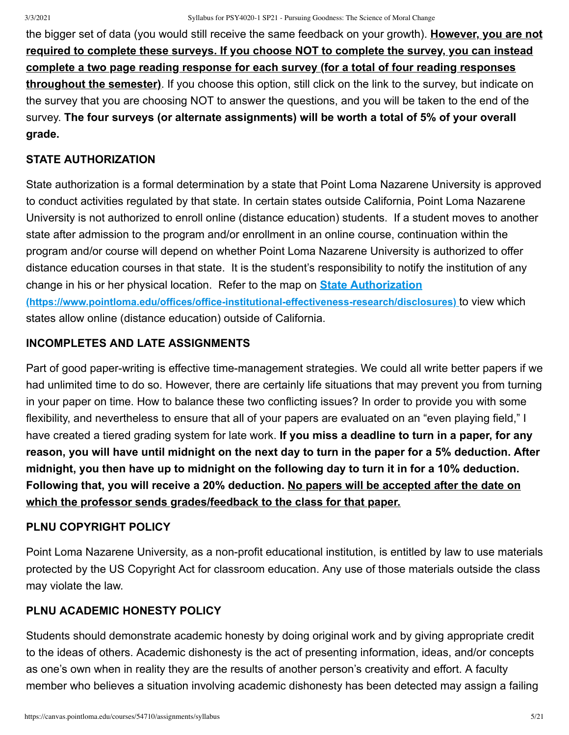the bigger set of data (you would still receive the same feedback on your growth). **<u>However, you are not required to complete these surveys. If you choose NOT to complete the survey, you can instead complete a two page reading response for each survey (for a total of four reading responses throughout the semester)</u>**. If you choose this option, still click on the link to the survey, but indicate on the survey that you are choosing NOT to answer the questions, and you will be taken to the end of the survey. **The four surveys (or alternate assignments) will be worth a total of 5% of your overall grade.**

### STATE AUTHORIZATION

State authorization is a formal determination by a state that Point Loma Nazarene University is approved to conduct activities regulated by that state. In certain states outside California, Point Loma Nazarene University is not authorized to enroll online (distance education) students. If a student moves to another state after admission to the program and/or enrollment in an online course, continuation within the program and/or course will depend on whether Point Loma Nazarene University is authorized to offer distance education courses in that state. It is the student's responsibility to notify the institution of any change in his or her physical location. Refer to the map on [State Authorization (https://www.pointloma.edu/offices/office-institutional-effectiveness-research/disclosures)](https://www.pointloma.edu/offices/office-institutional-effectiveness-research/disclosures) to view which states allow online (distance education) outside of California.

### INCOMPLETES AND LATE ASSIGNMENTS

Part of good paper-writing is effective time-management strategies. We could all write better papers if we had unlimited time to do so. However, there are certainly life situations that may prevent you from turning in your paper on time. How to balance these two conflicting issues? In order to provide you with some flexibility, and nevertheless to ensure that all of your papers are evaluated on an "even playing field," I have created a tiered grading system for late work. **If you miss a deadline to turn in a paper, for any reason, you will have until midnight on the next day to turn in the paper for a 5% deduction. After midnight, you then have up to midnight on the following day to turn it in for a 10% deduction. Following that, you will receive a 20% deduction. <u>No papers will be accepted after the date on which the professor sends grades/feedback to the class for that paper.</u>**

### PLNU COPYRIGHT POLICY

Point Loma Nazarene University, as a non-profit educational institution, is entitled by law to use materials protected by the US Copyright Act for classroom education. Any use of those materials outside the class may violate the law.

### PLNU ACADEMIC HONESTY POLICY

Students should demonstrate academic honesty by doing original work and by giving appropriate credit to the ideas of others. Academic dishonesty is the act of presenting information, ideas, and/or concepts as one's own when in reality they are the results of another person's creativity and effort. A faculty member who believes a situation involving academic dishonesty has been detected may assign a failing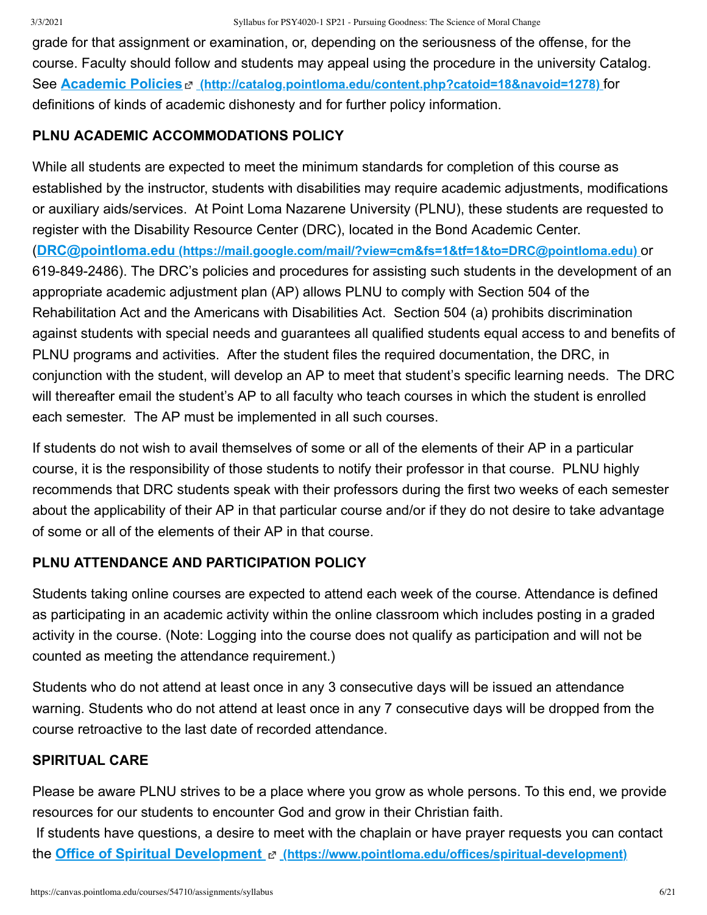grade for that assignment or examination, or, depending on the seriousness of the offense, for the course. Faculty should follow and students may appeal using the procedure in the university Catalog. See **Academic Policies** (http://catalog.pointloma.edu/content.php?catoid=18&navoid=1278) for definitions of kinds of academic dishonesty and for further policy information.

### PLNU ACADEMIC ACCOMMODATIONS POLICY

While all students are expected to meet the minimum standards for completion of this course as established by the instructor, students with disabilities may require academic adjustments, modifications or auxiliary aids/services. At Point Loma Nazarene University (PLNU), these students are requested to register with the Disability Resource Center (DRC), located in the Bond Academic Center. (**DRC@pointloma.edu** (https://mail.google.com/mail/?view=cm&fs=1&tf=1&to=DRC@pointloma.edu) or 619-849-2486). The DRC's policies and procedures for assisting such students in the development of an appropriate academic adjustment plan (AP) allows PLNU to comply with Section 504 of the Rehabilitation Act and the Americans with Disabilities Act. Section 504 (a) prohibits discrimination against students with special needs and guarantees all qualified students equal access to and benefits of PLNU programs and activities. After the student files the required documentation, the DRC, in conjunction with the student, will develop an AP to meet that student's specific learning needs. The DRC will thereafter email the student's AP to all faculty who teach courses in which the student is enrolled each semester. The AP must be implemented in all such courses.

If students do not wish to avail themselves of some or all of the elements of their AP in a particular course, it is the responsibility of those students to notify their professor in that course. PLNU highly recommends that DRC students speak with their professors during the first two weeks of each semester about the applicability of their AP in that particular course and/or if they do not desire to take advantage of some or all of the elements of their AP in that course.

### PLNU ATTENDANCE AND PARTICIPATION POLICY

Students taking online courses are expected to attend each week of the course. Attendance is defined as participating in an academic activity within the online classroom which includes posting in a graded activity in the course. (Note: Logging into the course does not qualify as participation and will not be counted as meeting the attendance requirement.)

Students who do not attend at least once in any 3 consecutive days will be issued an attendance warning. Students who do not attend at least once in any 7 consecutive days will be dropped from the course retroactive to the last date of recorded attendance.

### SPIRITUAL CARE

Please be aware PLNU strives to be a place where you grow as whole persons. To this end, we provide resources for our students to encounter God and grow in their Christian faith.
If students have questions, a desire to meet with the chaplain or have prayer requests you can contact the **Office of Spiritual Development** (https://www.pointloma.edu/offices/spiritual-development)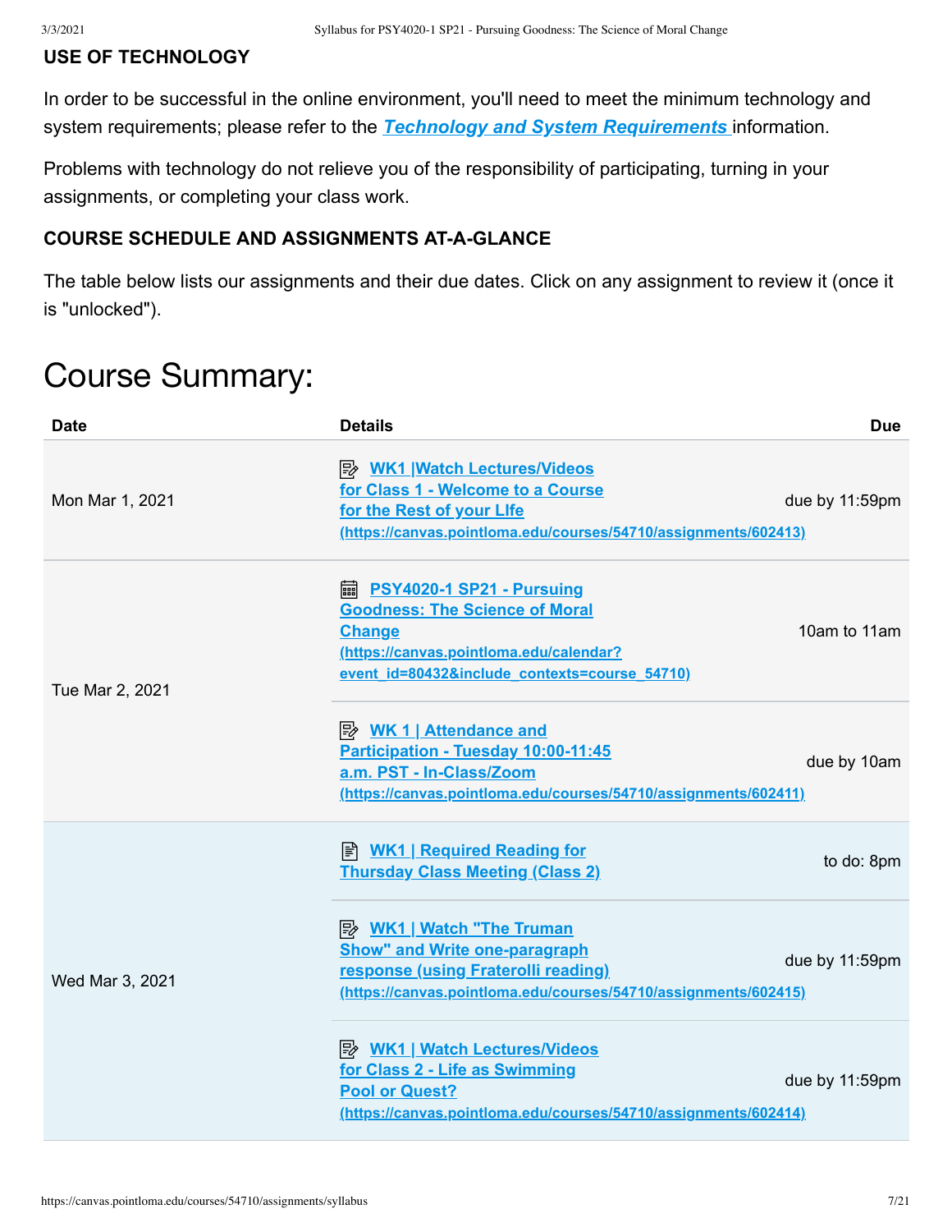**USE OF TECHNOLOGY**

In order to be successful in the online environment, you'll need to meet the minimum technology and system requirements; please refer to the ***Technology and System Requirements*** information.

Problems with technology do not relieve you of the responsibility of participating, turning in your assignments, or completing your class work.

**COURSE SCHEDULE AND ASSIGNMENTS AT-A-GLANCE**

The table below lists our assignments and their due dates. Click on any assignment to review it (once it is "unlocked").

# Course Summary:

| Date | Details | Due |
| --- | --- | --- |
| Mon Mar 1, 2021 | WK1 \|Watch Lectures/Videos for Class 1 - Welcome to a Course for the Rest of your LIfe (https://canvas.pointloma.edu/courses/54710/assignments/602413) | due by 11:59pm |
| Tue Mar 2, 2021 | PSY4020-1 SP21 - Pursuing Goodness: The Science of Moral Change (https://canvas.pointloma.edu/calendar?event_id=80432&include_contexts=course_54710) | 10am to 11am |
| | WK 1 \| Attendance and Participation - Tuesday 10:00-11:45 a.m. PST - In-Class/Zoom (https://canvas.pointloma.edu/courses/54710/assignments/602411) | due by 10am |
| Wed Mar 3, 2021 | WK1 \| Required Reading for Thursday Class Meeting (Class 2) | to do: 8pm |
| | WK1 \| Watch "The Truman Show" and Write one-paragraph response (using Fraterolli reading) (https://canvas.pointloma.edu/courses/54710/assignments/602415) | due by 11:59pm |
| | WK1 \| Watch Lectures/Videos for Class 2 - Life as Swimming Pool or Quest? (https://canvas.pointloma.edu/courses/54710/assignments/602414) | due by 11:59pm |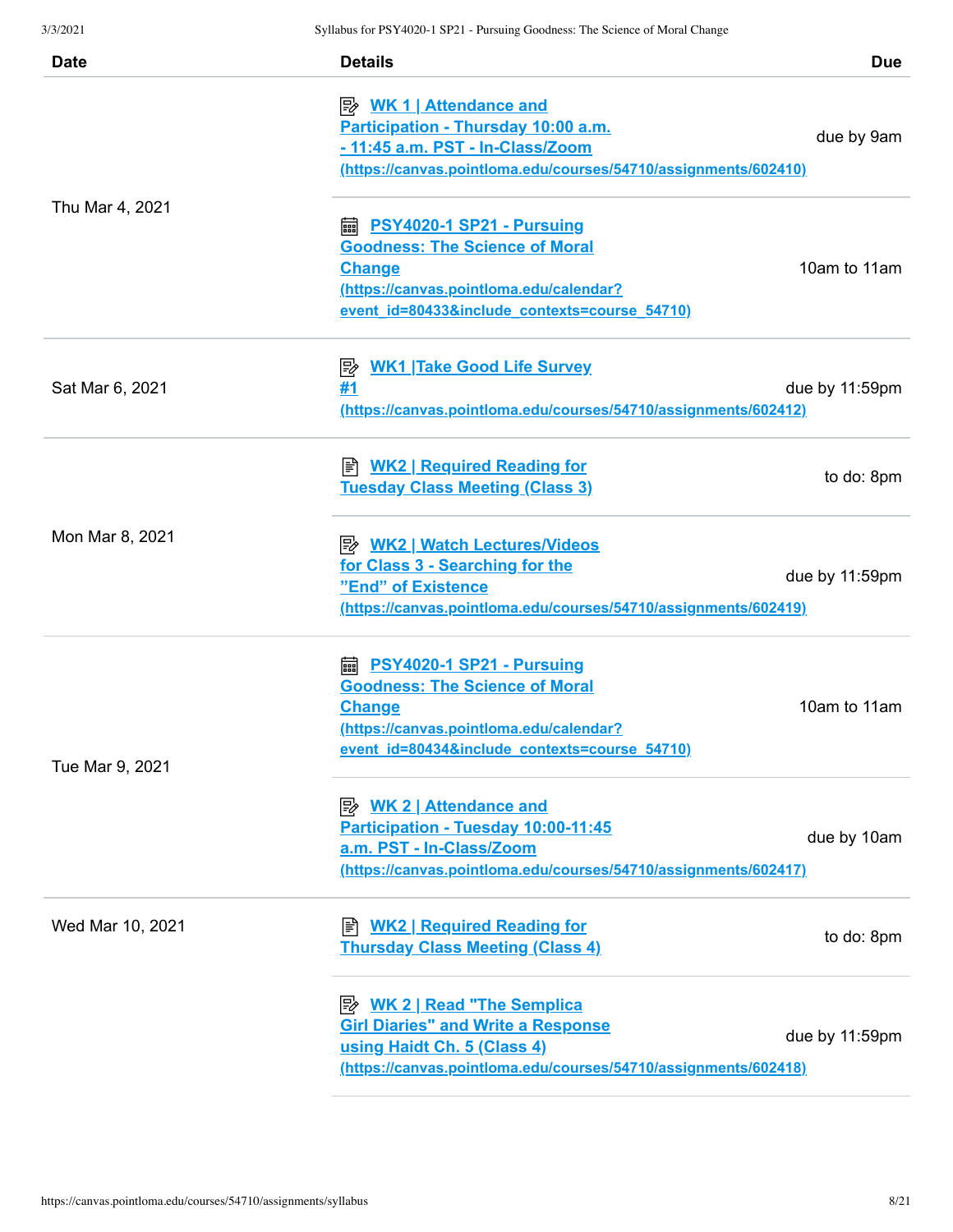| Date | Details | Due |
| --- | --- | --- |
| Thu Mar 4, 2021 | WK 1 \| Attendance and Participation - Thursday 10:00 a.m. - 11:45 a.m. PST - In-Class/Zoom (https://canvas.pointloma.edu/courses/54710/assignments/602410) | due by 9am |
| | PSY4020-1 SP21 - Pursuing Goodness: The Science of Moral Change (https://canvas.pointloma.edu/calendar?event_id=80433&include_contexts=course_54710) | 10am to 11am |
| Sat Mar 6, 2021 | WK1 \|Take Good Life Survey #1 (https://canvas.pointloma.edu/courses/54710/assignments/602412) | due by 11:59pm |
| Mon Mar 8, 2021 | WK2 \| Required Reading for Tuesday Class Meeting (Class 3) | to do: 8pm |
| | WK2 \| Watch Lectures/Videos for Class 3 - Searching for the "End" of Existence (https://canvas.pointloma.edu/courses/54710/assignments/602419) | due by 11:59pm |
| Tue Mar 9, 2021 | PSY4020-1 SP21 - Pursuing Goodness: The Science of Moral Change (https://canvas.pointloma.edu/calendar?event_id=80434&include_contexts=course_54710) | 10am to 11am |
| | WK 2 \| Attendance and Participation - Tuesday 10:00-11:45 a.m. PST - In-Class/Zoom (https://canvas.pointloma.edu/courses/54710/assignments/602417) | due by 10am |
| Wed Mar 10, 2021 | WK2 \| Required Reading for Thursday Class Meeting (Class 4) | to do: 8pm |
| | WK 2 \| Read "The Semplica Girl Diaries" and Write a Response using Haidt Ch. 5 (Class 4) (https://canvas.pointloma.edu/courses/54710/assignments/602418) | due by 11:59pm |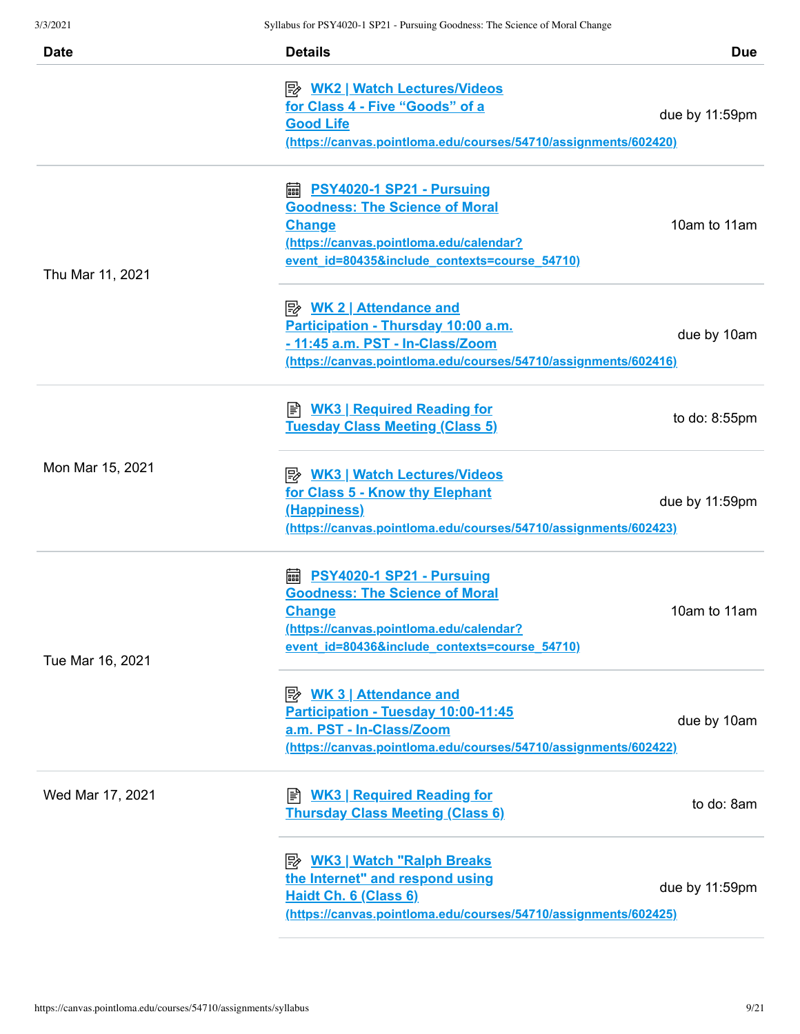| Date | Details | Due |
| --- | --- | --- |
| | WK2 \| Watch Lectures/Videos for Class 4 - Five "Goods" of a Good Life (https://canvas.pointloma.edu/courses/54710/assignments/602420) | due by 11:59pm |
| Thu Mar 11, 2021 | PSY4020-1 SP21 - Pursuing Goodness: The Science of Moral Change (https://canvas.pointloma.edu/calendar?event_id=80435&include_contexts=course_54710) | 10am to 11am |
| | WK 2 \| Attendance and Participation - Thursday 10:00 a.m. - 11:45 a.m. PST - In-Class/Zoom (https://canvas.pointloma.edu/courses/54710/assignments/602416) | due by 10am |
| Mon Mar 15, 2021 | WK3 \| Required Reading for Tuesday Class Meeting (Class 5) | to do: 8:55pm |
| | WK3 \| Watch Lectures/Videos for Class 5 - Know thy Elephant (Happiness) (https://canvas.pointloma.edu/courses/54710/assignments/602423) | due by 11:59pm |
| Tue Mar 16, 2021 | PSY4020-1 SP21 - Pursuing Goodness: The Science of Moral Change (https://canvas.pointloma.edu/calendar?event_id=80436&include_contexts=course_54710) | 10am to 11am |
| | WK 3 \| Attendance and Participation - Tuesday 10:00-11:45 a.m. PST - In-Class/Zoom (https://canvas.pointloma.edu/courses/54710/assignments/602422) | due by 10am |
| Wed Mar 17, 2021 | WK3 \| Required Reading for Thursday Class Meeting (Class 6) | to do: 8am |
| | WK3 \| Watch "Ralph Breaks the Internet" and respond using Haidt Ch. 6 (Class 6) (https://canvas.pointloma.edu/courses/54710/assignments/602425) | due by 11:59pm |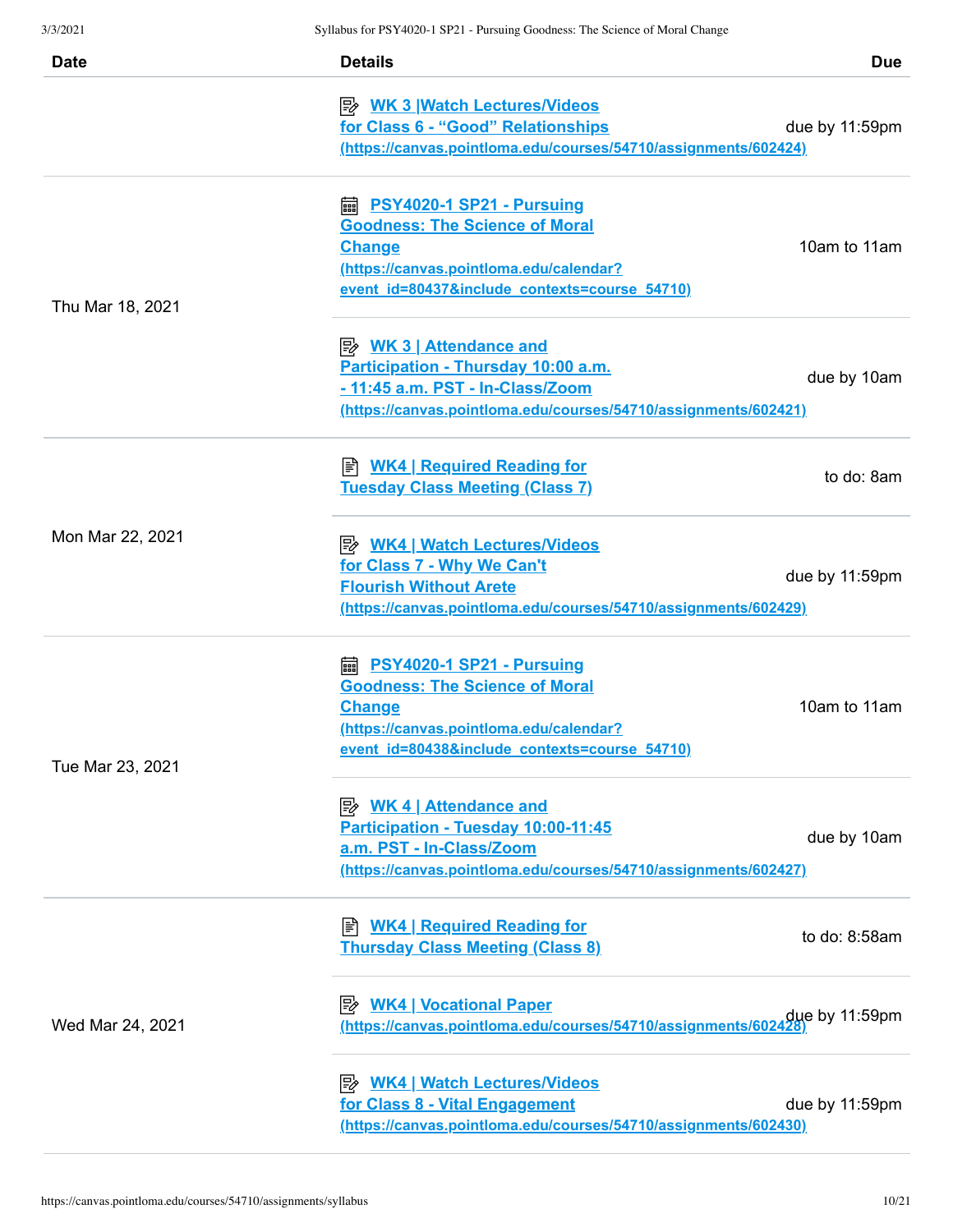| Date | Details | Due |
| --- | --- | --- |
| | WK 3 \|Watch Lectures/Videos for Class 6 - "Good" Relationships (https://canvas.pointloma.edu/courses/54710/assignments/602424) | due by 11:59pm |
| Thu Mar 18, 2021 | PSY4020-1 SP21 - Pursuing Goodness: The Science of Moral Change (https://canvas.pointloma.edu/calendar?event_id=80437&include_contexts=course_54710) | 10am to 11am |
| | WK 3 \| Attendance and Participation - Thursday 10:00 a.m. - 11:45 a.m. PST - In-Class/Zoom (https://canvas.pointloma.edu/courses/54710/assignments/602421) | due by 10am |
| Mon Mar 22, 2021 | WK4 \| Required Reading for Tuesday Class Meeting (Class 7) | to do: 8am |
| | WK4 \| Watch Lectures/Videos for Class 7 - Why We Can't Flourish Without Arete (https://canvas.pointloma.edu/courses/54710/assignments/602429) | due by 11:59pm |
| Tue Mar 23, 2021 | PSY4020-1 SP21 - Pursuing Goodness: The Science of Moral Change (https://canvas.pointloma.edu/calendar?event_id=80438&include_contexts=course_54710) | 10am to 11am |
| | WK 4 \| Attendance and Participation - Tuesday 10:00-11:45 a.m. PST - In-Class/Zoom (https://canvas.pointloma.edu/courses/54710/assignments/602427) | due by 10am |
| Wed Mar 24, 2021 | WK4 \| Required Reading for Thursday Class Meeting (Class 8) | to do: 8:58am |
| | WK4 \| Vocational Paper (https://canvas.pointloma.edu/courses/54710/assignments/602428) | due by 11:59pm |
| | WK4 \| Watch Lectures/Videos for Class 8 - Vital Engagement (https://canvas.pointloma.edu/courses/54710/assignments/602430) | due by 11:59pm |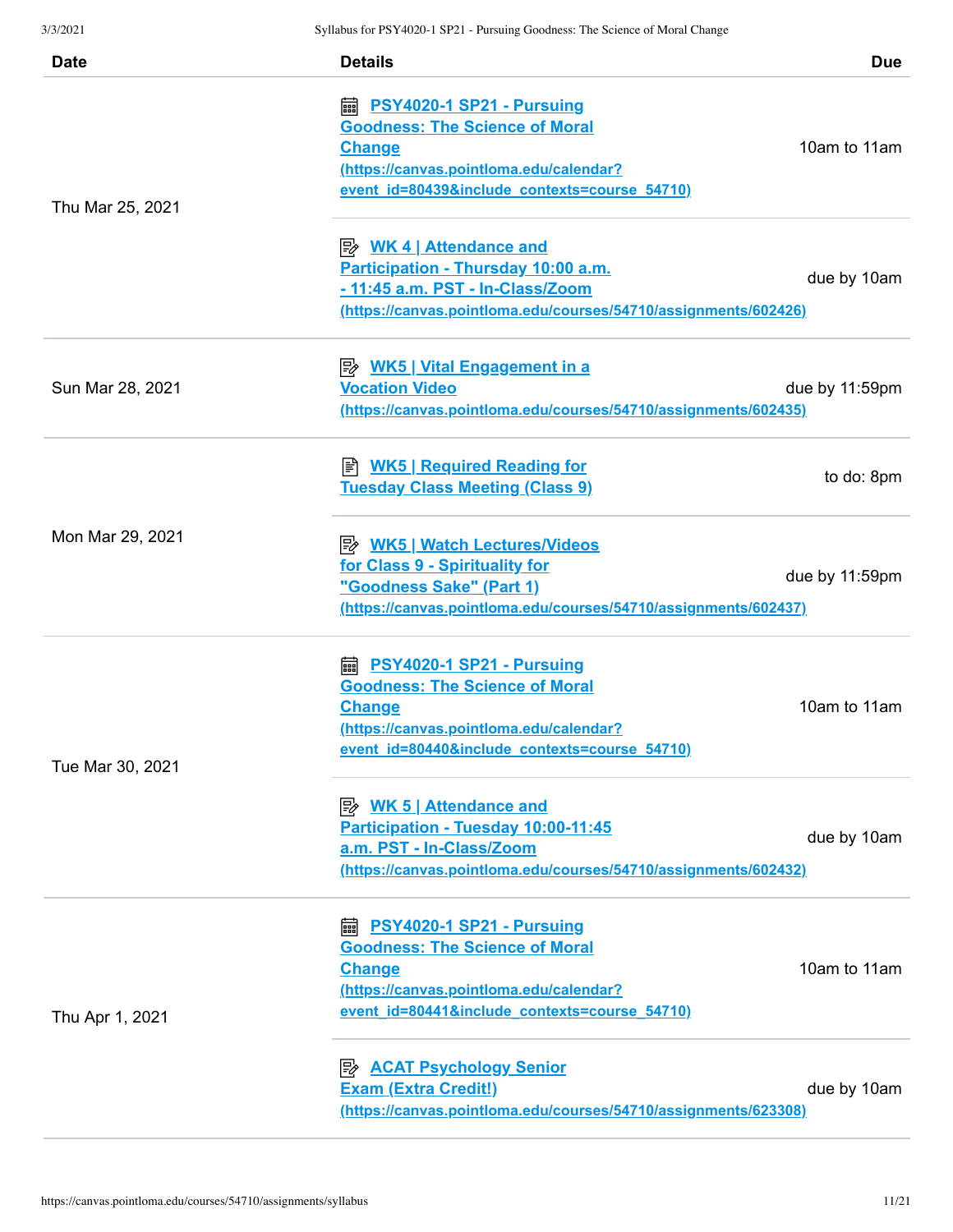| Date | Details | Due |
|---|---|---|
| Thu Mar 25, 2021 | PSY4020-1 SP21 - Pursuing Goodness: The Science of Moral Change (https://canvas.pointloma.edu/calendar?event_id=80439&include_contexts=course_54710) | 10am to 11am |
| | WK 4 \| Attendance and Participation - Thursday 10:00 a.m. - 11:45 a.m. PST - In-Class/Zoom (https://canvas.pointloma.edu/courses/54710/assignments/602426) | due by 10am |
| Sun Mar 28, 2021 | WK5 \| Vital Engagement in a Vocation Video (https://canvas.pointloma.edu/courses/54710/assignments/602435) | due by 11:59pm |
| Mon Mar 29, 2021 | WK5 \| Required Reading for Tuesday Class Meeting (Class 9) | to do: 8pm |
| | WK5 \| Watch Lectures/Videos for Class 9 - Spirituality for "Goodness Sake" (Part 1) (https://canvas.pointloma.edu/courses/54710/assignments/602437) | due by 11:59pm |
| Tue Mar 30, 2021 | PSY4020-1 SP21 - Pursuing Goodness: The Science of Moral Change (https://canvas.pointloma.edu/calendar?event_id=80440&include_contexts=course_54710) | 10am to 11am |
| | WK 5 \| Attendance and Participation - Tuesday 10:00-11:45 a.m. PST - In-Class/Zoom (https://canvas.pointloma.edu/courses/54710/assignments/602432) | due by 10am |
| Thu Apr 1, 2021 | PSY4020-1 SP21 - Pursuing Goodness: The Science of Moral Change (https://canvas.pointloma.edu/calendar?event_id=80441&include_contexts=course_54710) | 10am to 11am |
| | ACAT Psychology Senior Exam (Extra Credit!) (https://canvas.pointloma.edu/courses/54710/assignments/623308) | due by 10am |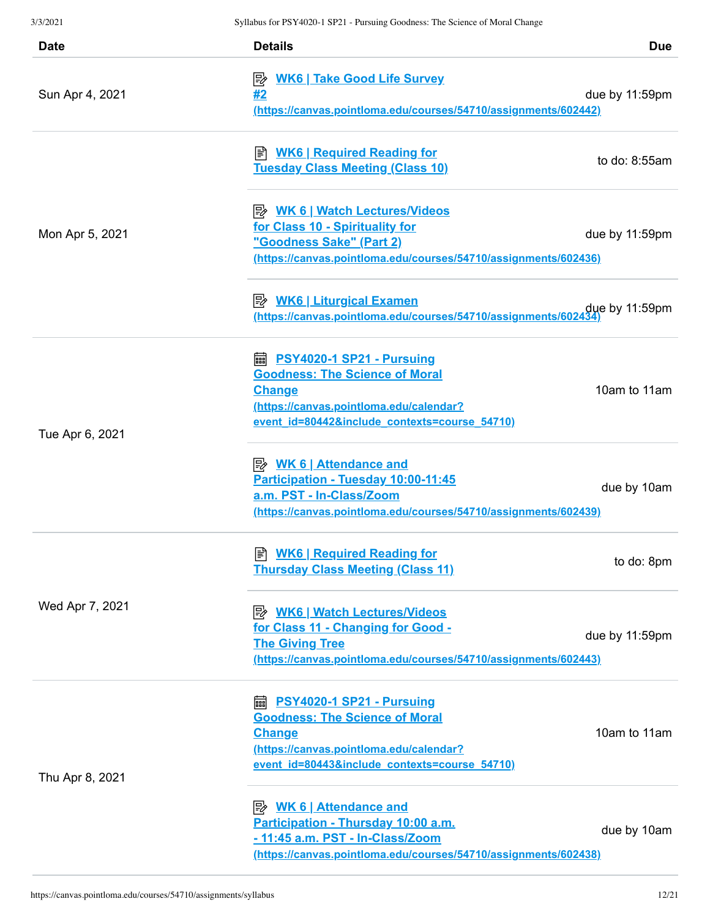| Date | Details | Due |
| --- | --- | --- |
| Sun Apr 4, 2021 | WK6 \| Take Good Life Survey #2 (https://canvas.pointloma.edu/courses/54710/assignments/602442) | due by 11:59pm |
| Mon Apr 5, 2021 | WK6 \| Required Reading for Tuesday Class Meeting (Class 10) | to do: 8:55am |
| | WK 6 \| Watch Lectures/Videos for Class 10 - Spirituality for "Goodness Sake" (Part 2) (https://canvas.pointloma.edu/courses/54710/assignments/602436) | due by 11:59pm |
| | WK6 \| Liturgical Examen (https://canvas.pointloma.edu/courses/54710/assignments/602434) | due by 11:59pm |
| Tue Apr 6, 2021 | PSY4020-1 SP21 - Pursuing Goodness: The Science of Moral Change (https://canvas.pointloma.edu/calendar?event_id=80442&include_contexts=course_54710) | 10am to 11am |
| | WK 6 \| Attendance and Participation - Tuesday 10:00-11:45 a.m. PST - In-Class/Zoom (https://canvas.pointloma.edu/courses/54710/assignments/602439) | due by 10am |
| Wed Apr 7, 2021 | WK6 \| Required Reading for Thursday Class Meeting (Class 11) | to do: 8pm |
| | WK6 \| Watch Lectures/Videos for Class 11 - Changing for Good - The Giving Tree (https://canvas.pointloma.edu/courses/54710/assignments/602443) | due by 11:59pm |
| Thu Apr 8, 2021 | PSY4020-1 SP21 - Pursuing Goodness: The Science of Moral Change (https://canvas.pointloma.edu/calendar?event_id=80443&include_contexts=course_54710) | 10am to 11am |
| | WK 6 \| Attendance and Participation - Thursday 10:00 a.m. - 11:45 a.m. PST - In-Class/Zoom (https://canvas.pointloma.edu/courses/54710/assignments/602438) | due by 10am |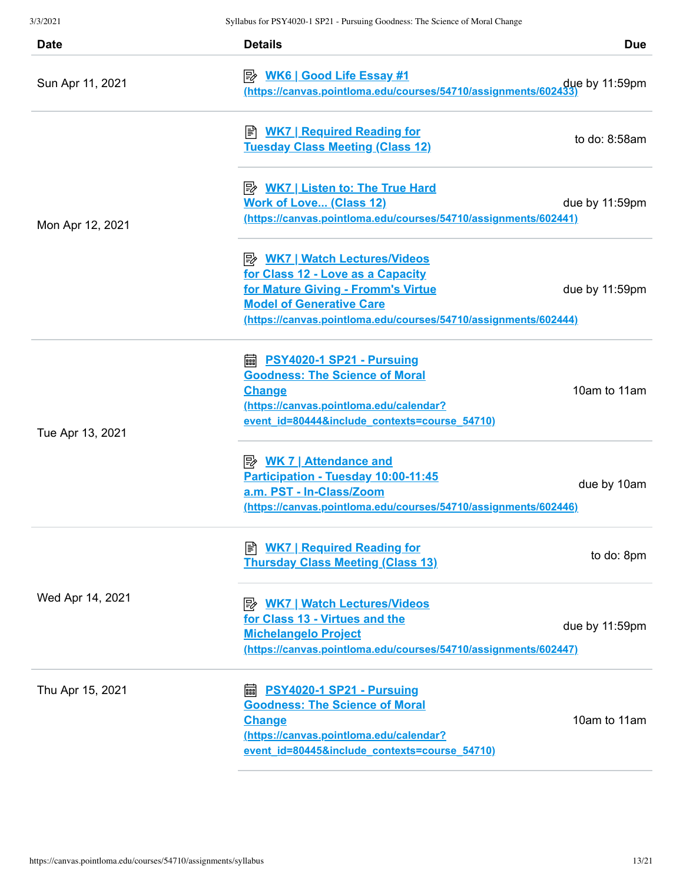| Date | Details | Due |
|---|---|---|
| Sun Apr 11, 2021 | [WK6 \| Good Life Essay #1](https://canvas.pointloma.edu/courses/54710/assignments/602433) (https://canvas.pointloma.edu/courses/54710/assignments/602433) | due by 11:59pm |
| Mon Apr 12, 2021 | WK7 \| Required Reading for Tuesday Class Meeting (Class 12) | to do: 8:58am |
| | [WK7 \| Listen to: The True Hard Work of Love... (Class 12)](https://canvas.pointloma.edu/courses/54710/assignments/602441) (https://canvas.pointloma.edu/courses/54710/assignments/602441) | due by 11:59pm |
| | [WK7 \| Watch Lectures/Videos for Class 12 - Love as a Capacity for Mature Giving - Fromm's Virtue Model of Generative Care](https://canvas.pointloma.edu/courses/54710/assignments/602444) (https://canvas.pointloma.edu/courses/54710/assignments/602444) | due by 11:59pm |
| Tue Apr 13, 2021 | [PSY4020-1 SP21 - Pursuing Goodness: The Science of Moral Change](https://canvas.pointloma.edu/calendar?event_id=80444&include_contexts=course_54710) (https://canvas.pointloma.edu/calendar?event_id=80444&include_contexts=course_54710) | 10am to 11am |
| | [WK 7 \| Attendance and Participation - Tuesday 10:00-11:45 a.m. PST - In-Class/Zoom](https://canvas.pointloma.edu/courses/54710/assignments/602446) (https://canvas.pointloma.edu/courses/54710/assignments/602446) | due by 10am |
| Wed Apr 14, 2021 | WK7 \| Required Reading for Thursday Class Meeting (Class 13) | to do: 8pm |
| | [WK7 \| Watch Lectures/Videos for Class 13 - Virtues and the Michelangelo Project](https://canvas.pointloma.edu/courses/54710/assignments/602447) (https://canvas.pointloma.edu/courses/54710/assignments/602447) | due by 11:59pm |
| Thu Apr 15, 2021 | [PSY4020-1 SP21 - Pursuing Goodness: The Science of Moral Change](https://canvas.pointloma.edu/calendar?event_id=80445&include_contexts=course_54710) (https://canvas.pointloma.edu/calendar?event_id=80445&include_contexts=course_54710) | 10am to 11am |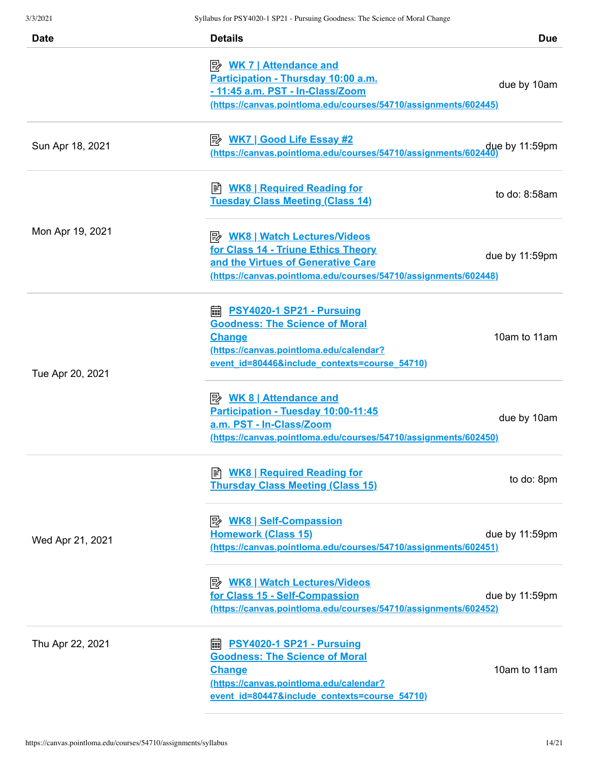| Date | Details | Due |
|---|---|---|
| | WK 7 \| Attendance and Participation - Thursday 10:00 a.m. - 11:45 a.m. PST - In-Class/Zoom (https://canvas.pointloma.edu/courses/54710/assignments/602445) | due by 10am |
| Sun Apr 18, 2021 | WK7 \| Good Life Essay #2 (https://canvas.pointloma.edu/courses/54710/assignments/602440) | due by 11:59pm |
| Mon Apr 19, 2021 | WK8 \| Required Reading for Tuesday Class Meeting (Class 14) | to do: 8:58am |
| | WK8 \| Watch Lectures/Videos for Class 14 - Triune Ethics Theory and the Virtues of Generative Care (https://canvas.pointloma.edu/courses/54710/assignments/602448) | due by 11:59pm |
| Tue Apr 20, 2021 | PSY4020-1 SP21 - Pursuing Goodness: The Science of Moral Change (https://canvas.pointloma.edu/calendar?event_id=80446&include_contexts=course_54710) | 10am to 11am |
| | WK 8 \| Attendance and Participation - Tuesday 10:00-11:45 a.m. PST - In-Class/Zoom (https://canvas.pointloma.edu/courses/54710/assignments/602450) | due by 10am |
| Wed Apr 21, 2021 | WK8 \| Required Reading for Thursday Class Meeting (Class 15) | to do: 8pm |
| | WK8 \| Self-Compassion Homework (Class 15) (https://canvas.pointloma.edu/courses/54710/assignments/602451) | due by 11:59pm |
| | WK8 \| Watch Lectures/Videos for Class 15 - Self-Compassion (https://canvas.pointloma.edu/courses/54710/assignments/602452) | due by 11:59pm |
| Thu Apr 22, 2021 | PSY4020-1 SP21 - Pursuing Goodness: The Science of Moral Change (https://canvas.pointloma.edu/calendar?event_id=80447&include_contexts=course_54710) | 10am to 11am |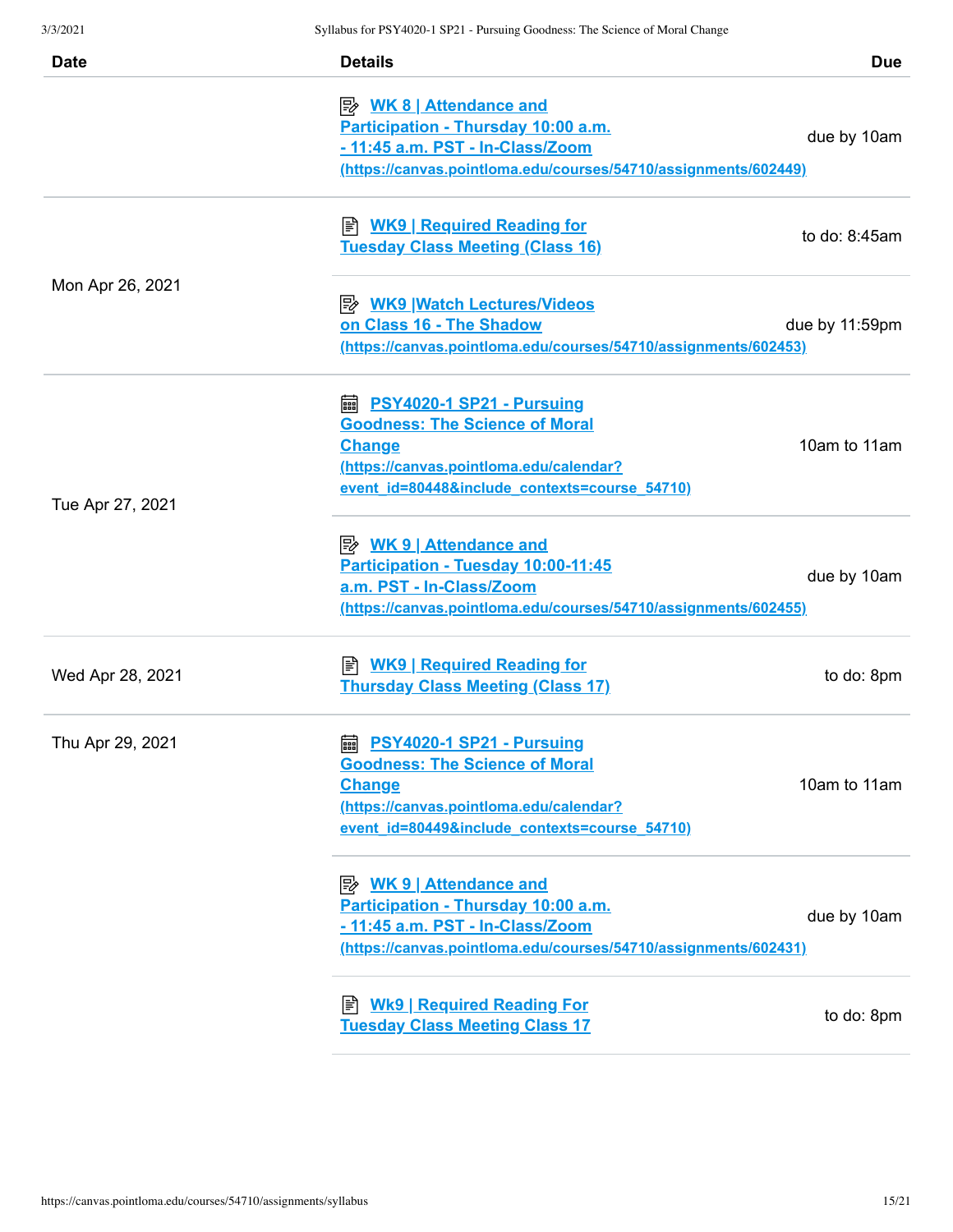| Date | Details | Due |
|---|---|---|
| | WK 8 \| Attendance and Participation - Thursday 10:00 a.m. - 11:45 a.m. PST - In-Class/Zoom (https://canvas.pointloma.edu/courses/54710/assignments/602449) | due by 10am |
| Mon Apr 26, 2021 | WK9 \| Required Reading for Tuesday Class Meeting (Class 16) | to do: 8:45am |
| | WK9 \|Watch Lectures/Videos on Class 16 - The Shadow (https://canvas.pointloma.edu/courses/54710/assignments/602453) | due by 11:59pm |
| Tue Apr 27, 2021 | PSY4020-1 SP21 - Pursuing Goodness: The Science of Moral Change (https://canvas.pointloma.edu/calendar?event_id=80448&include_contexts=course_54710) | 10am to 11am |
| | WK 9 \| Attendance and Participation - Tuesday 10:00-11:45 a.m. PST - In-Class/Zoom (https://canvas.pointloma.edu/courses/54710/assignments/602455) | due by 10am |
| Wed Apr 28, 2021 | WK9 \| Required Reading for Thursday Class Meeting (Class 17) | to do: 8pm |
| Thu Apr 29, 2021 | PSY4020-1 SP21 - Pursuing Goodness: The Science of Moral Change (https://canvas.pointloma.edu/calendar?event_id=80449&include_contexts=course_54710) | 10am to 11am |
| | WK 9 \| Attendance and Participation - Thursday 10:00 a.m. - 11:45 a.m. PST - In-Class/Zoom (https://canvas.pointloma.edu/courses/54710/assignments/602431) | due by 10am |
| | Wk9 \| Required Reading For Tuesday Class Meeting Class 17 | to do: 8pm |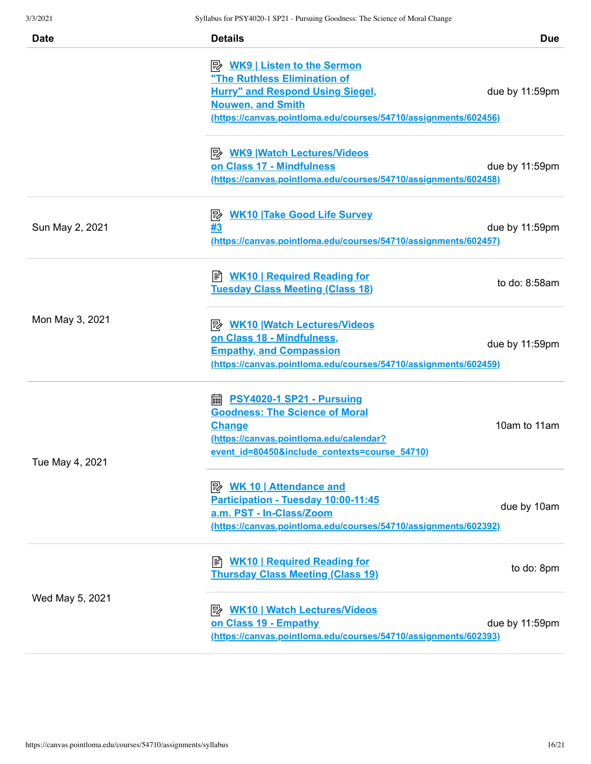| Date | Details | Due |
| --- | --- | --- |
| | WK9 \| Listen to the Sermon "The Ruthless Elimination of Hurry" and Respond Using Siegel, Nouwen, and Smith (https://canvas.pointloma.edu/courses/54710/assignments/602456) | due by 11:59pm |
| | WK9 \|Watch Lectures/Videos on Class 17 - Mindfulness (https://canvas.pointloma.edu/courses/54710/assignments/602458) | due by 11:59pm |
| Sun May 2, 2021 | WK10 \|Take Good Life Survey #3 (https://canvas.pointloma.edu/courses/54710/assignments/602457) | due by 11:59pm |
| Mon May 3, 2021 | WK10 \| Required Reading for Tuesday Class Meeting (Class 18) | to do: 8:58am |
| | WK10 \|Watch Lectures/Videos on Class 18 - Mindfulness, Empathy, and Compassion (https://canvas.pointloma.edu/courses/54710/assignments/602459) | due by 11:59pm |
| Tue May 4, 2021 | PSY4020-1 SP21 - Pursuing Goodness: The Science of Moral Change (https://canvas.pointloma.edu/calendar?event_id=80450&include_contexts=course_54710) | 10am to 11am |
| | WK 10 \| Attendance and Participation - Tuesday 10:00-11:45 a.m. PST - In-Class/Zoom (https://canvas.pointloma.edu/courses/54710/assignments/602392) | due by 10am |
| Wed May 5, 2021 | WK10 \| Required Reading for Thursday Class Meeting (Class 19) | to do: 8pm |
| | WK10 \| Watch Lectures/Videos on Class 19 - Empathy (https://canvas.pointloma.edu/courses/54710/assignments/602393) | due by 11:59pm |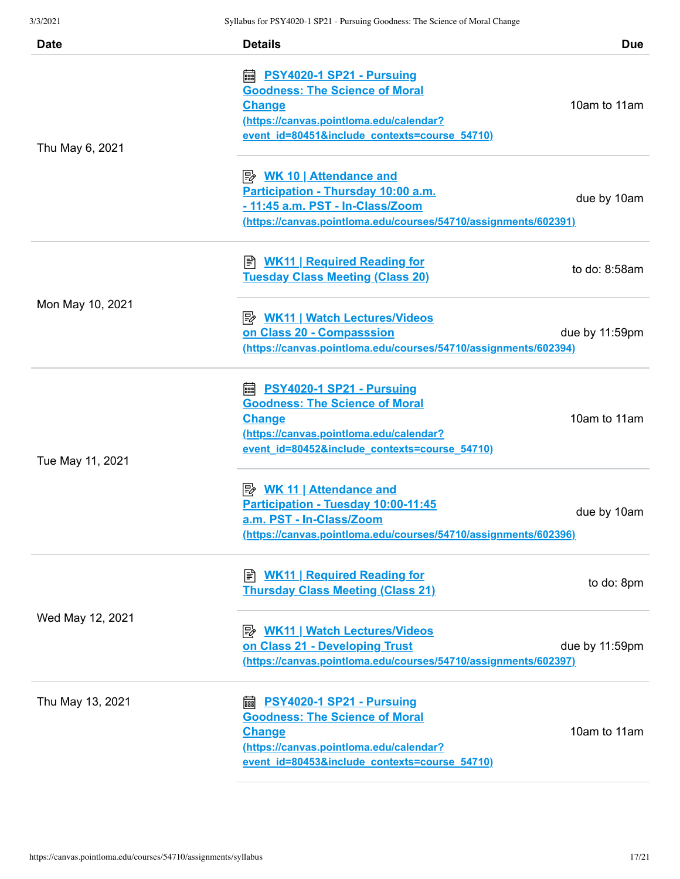| Date | Details | Due |
| --- | --- | --- |
| Thu May 6, 2021 | PSY4020-1 SP21 - Pursuing Goodness: The Science of Moral Change (https://canvas.pointloma.edu/calendar?event_id=80451&include_contexts=course_54710) | 10am to 11am |
| | WK 10 \| Attendance and Participation - Thursday 10:00 a.m. - 11:45 a.m. PST - In-Class/Zoom (https://canvas.pointloma.edu/courses/54710/assignments/602391) | due by 10am |
| Mon May 10, 2021 | WK11 \| Required Reading for Tuesday Class Meeting (Class 20) | to do: 8:58am |
| | WK11 \| Watch Lectures/Videos on Class 20 - Compasssion (https://canvas.pointloma.edu/courses/54710/assignments/602394) | due by 11:59pm |
| Tue May 11, 2021 | PSY4020-1 SP21 - Pursuing Goodness: The Science of Moral Change (https://canvas.pointloma.edu/calendar?event_id=80452&include_contexts=course_54710) | 10am to 11am |
| | WK 11 \| Attendance and Participation - Tuesday 10:00-11:45 a.m. PST - In-Class/Zoom (https://canvas.pointloma.edu/courses/54710/assignments/602396) | due by 10am |
| Wed May 12, 2021 | WK11 \| Required Reading for Thursday Class Meeting (Class 21) | to do: 8pm |
| | WK11 \| Watch Lectures/Videos on Class 21 - Developing Trust (https://canvas.pointloma.edu/courses/54710/assignments/602397) | due by 11:59pm |
| Thu May 13, 2021 | PSY4020-1 SP21 - Pursuing Goodness: The Science of Moral Change (https://canvas.pointloma.edu/calendar?event_id=80453&include_contexts=course_54710) | 10am to 11am |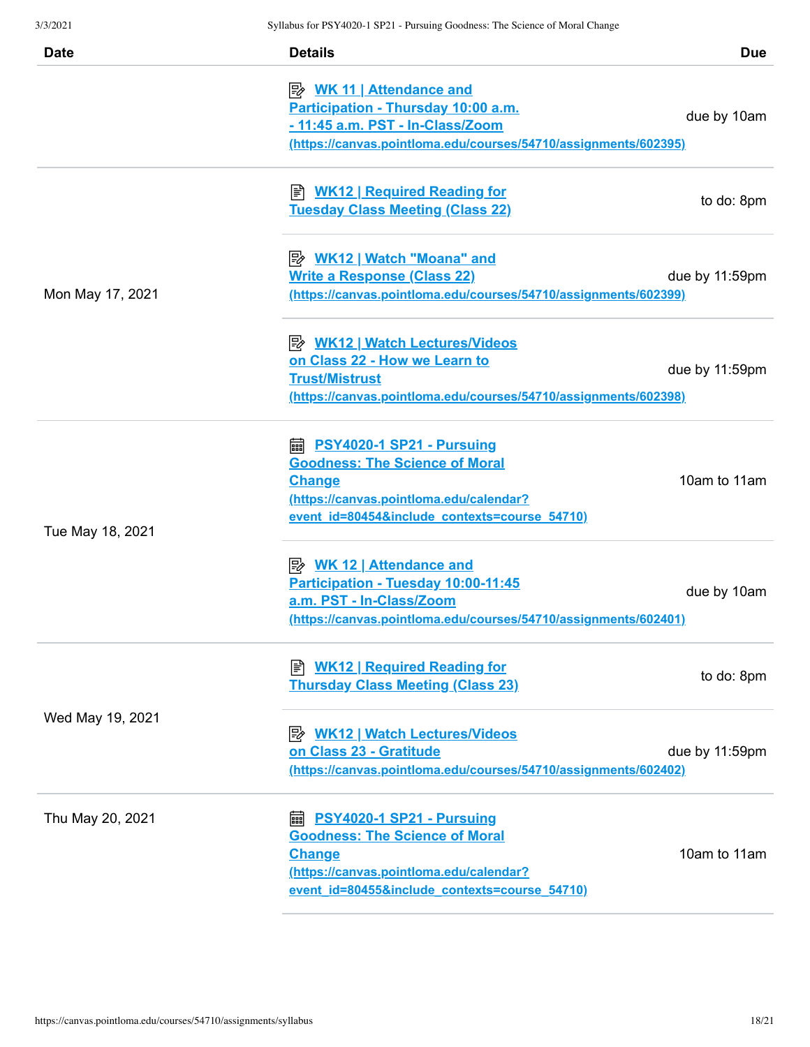| Date | Details | Due |
| --- | --- | --- |
| | WK 11 \| Attendance and Participation - Thursday 10:00 a.m. - 11:45 a.m. PST - In-Class/Zoom (https://canvas.pointloma.edu/courses/54710/assignments/602395) | due by 10am |
| Mon May 17, 2021 | WK12 \| Required Reading for Tuesday Class Meeting (Class 22) | to do: 8pm |
| | WK12 \| Watch "Moana" and Write a Response (Class 22) (https://canvas.pointloma.edu/courses/54710/assignments/602399) | due by 11:59pm |
| | WK12 \| Watch Lectures/Videos on Class 22 - How we Learn to Trust/Mistrust (https://canvas.pointloma.edu/courses/54710/assignments/602398) | due by 11:59pm |
| Tue May 18, 2021 | PSY4020-1 SP21 - Pursuing Goodness: The Science of Moral Change (https://canvas.pointloma.edu/calendar?event_id=80454&include_contexts=course_54710) | 10am to 11am |
| | WK 12 \| Attendance and Participation - Tuesday 10:00-11:45 a.m. PST - In-Class/Zoom (https://canvas.pointloma.edu/courses/54710/assignments/602401) | due by 10am |
| Wed May 19, 2021 | WK12 \| Required Reading for Thursday Class Meeting (Class 23) | to do: 8pm |
| | WK12 \| Watch Lectures/Videos on Class 23 - Gratitude (https://canvas.pointloma.edu/courses/54710/assignments/602402) | due by 11:59pm |
| Thu May 20, 2021 | PSY4020-1 SP21 - Pursuing Goodness: The Science of Moral Change (https://canvas.pointloma.edu/calendar?event_id=80455&include_contexts=course_54710) | 10am to 11am |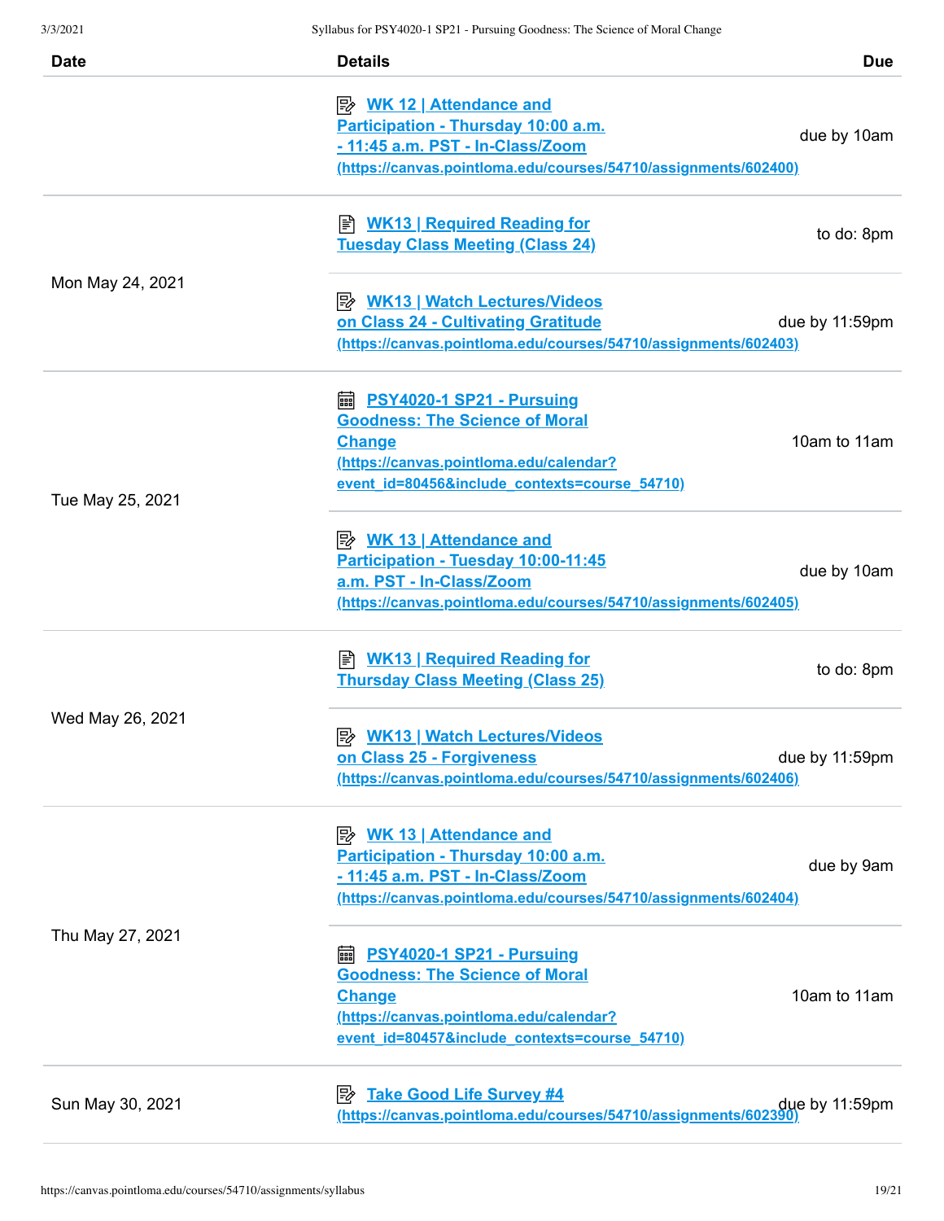| Date | Details | Due |
|---|---|---|
| | WK 12 \| Attendance and Participation - Thursday 10:00 a.m. - 11:45 a.m. PST - In-Class/Zoom (https://canvas.pointloma.edu/courses/54710/assignments/602400) | due by 10am |
| Mon May 24, 2021 | WK13 \| Required Reading for Tuesday Class Meeting (Class 24) | to do: 8pm |
| | WK13 \| Watch Lectures/Videos on Class 24 - Cultivating Gratitude (https://canvas.pointloma.edu/courses/54710/assignments/602403) | due by 11:59pm |
| Tue May 25, 2021 | PSY4020-1 SP21 - Pursuing Goodness: The Science of Moral Change (https://canvas.pointloma.edu/calendar?event_id=80456&include_contexts=course_54710) | 10am to 11am |
| | WK 13 \| Attendance and Participation - Tuesday 10:00-11:45 a.m. PST - In-Class/Zoom (https://canvas.pointloma.edu/courses/54710/assignments/602405) | due by 10am |
| Wed May 26, 2021 | WK13 \| Required Reading for Thursday Class Meeting (Class 25) | to do: 8pm |
| | WK13 \| Watch Lectures/Videos on Class 25 - Forgiveness (https://canvas.pointloma.edu/courses/54710/assignments/602406) | due by 11:59pm |
| Thu May 27, 2021 | WK 13 \| Attendance and Participation - Thursday 10:00 a.m. - 11:45 a.m. PST - In-Class/Zoom (https://canvas.pointloma.edu/courses/54710/assignments/602404) | due by 9am |
| | PSY4020-1 SP21 - Pursuing Goodness: The Science of Moral Change (https://canvas.pointloma.edu/calendar?event_id=80457&include_contexts=course_54710) | 10am to 11am |
| Sun May 30, 2021 | Take Good Life Survey #4 (https://canvas.pointloma.edu/courses/54710/assignments/602390) | due by 11:59pm |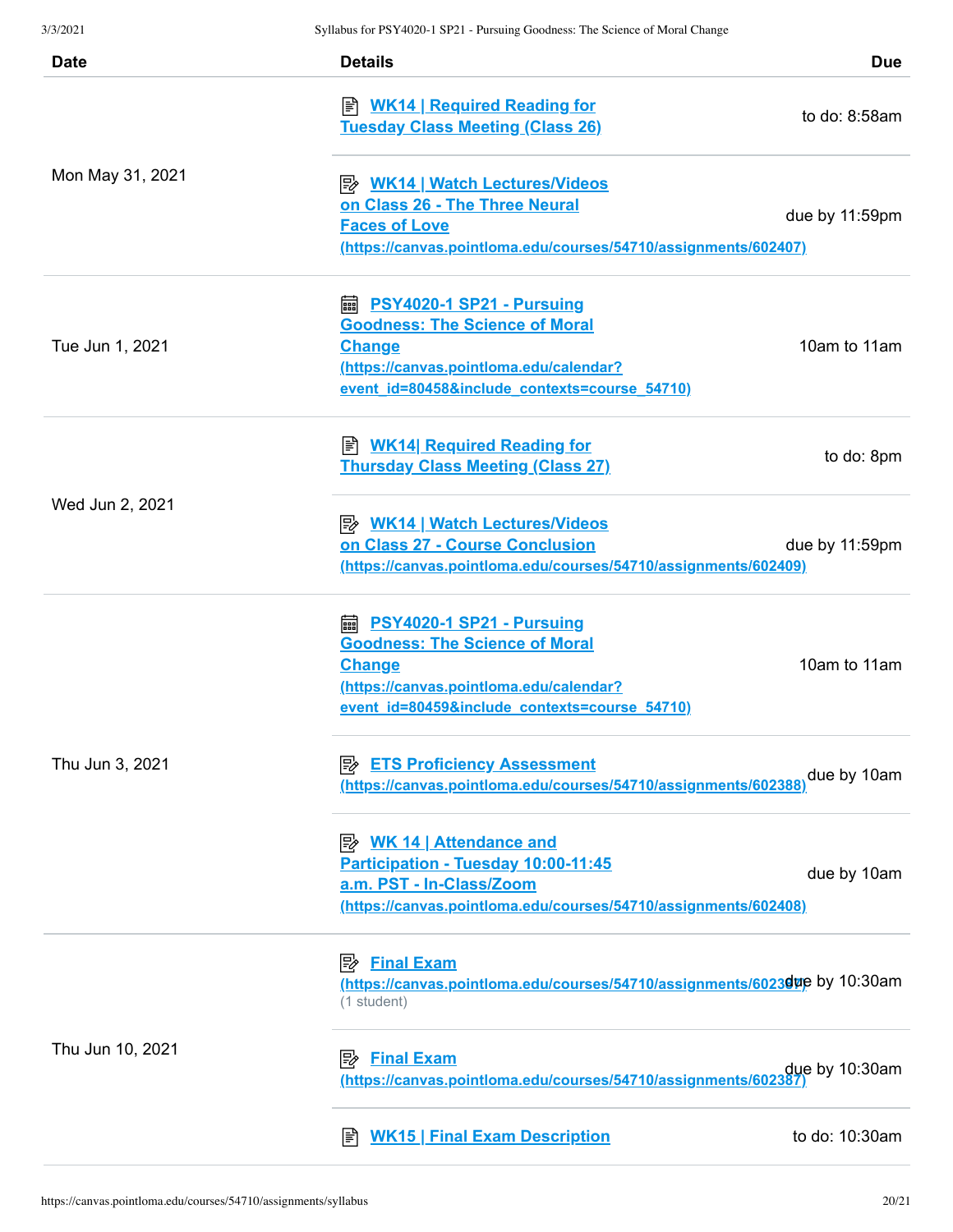| Date | Details | Due |
| --- | --- | --- |
| Mon May 31, 2021 | WK14 \| Required Reading for Tuesday Class Meeting (Class 26) | to do: 8:58am |
| | WK14 \| Watch Lectures/Videos on Class 26 - The Three Neural Faces of Love (https://canvas.pointloma.edu/courses/54710/assignments/602407) | due by 11:59pm |
| Tue Jun 1, 2021 | PSY4020-1 SP21 - Pursuing Goodness: The Science of Moral Change (https://canvas.pointloma.edu/calendar?event_id=80458&include_contexts=course_54710) | 10am to 11am |
| Wed Jun 2, 2021 | WK14\| Required Reading for Thursday Class Meeting (Class 27) | to do: 8pm |
| | WK14 \| Watch Lectures/Videos on Class 27 - Course Conclusion (https://canvas.pointloma.edu/courses/54710/assignments/602409) | due by 11:59pm |
| Thu Jun 3, 2021 | PSY4020-1 SP21 - Pursuing Goodness: The Science of Moral Change (https://canvas.pointloma.edu/calendar?event_id=80459&include_contexts=course_54710) | 10am to 11am |
| | ETS Proficiency Assessment (https://canvas.pointloma.edu/courses/54710/assignments/602388) | due by 10am |
| | WK 14 \| Attendance and Participation - Tuesday 10:00-11:45 a.m. PST - In-Class/Zoom (https://canvas.pointloma.edu/courses/54710/assignments/602408) | due by 10am |
| Thu Jun 10, 2021 | Final Exam (https://canvas.pointloma.edu/courses/54710/assignments/602387) (1 student) | due by 10:30am |
| | Final Exam (https://canvas.pointloma.edu/courses/54710/assignments/602387) | due by 10:30am |
| | WK15 \| Final Exam Description | to do: 10:30am |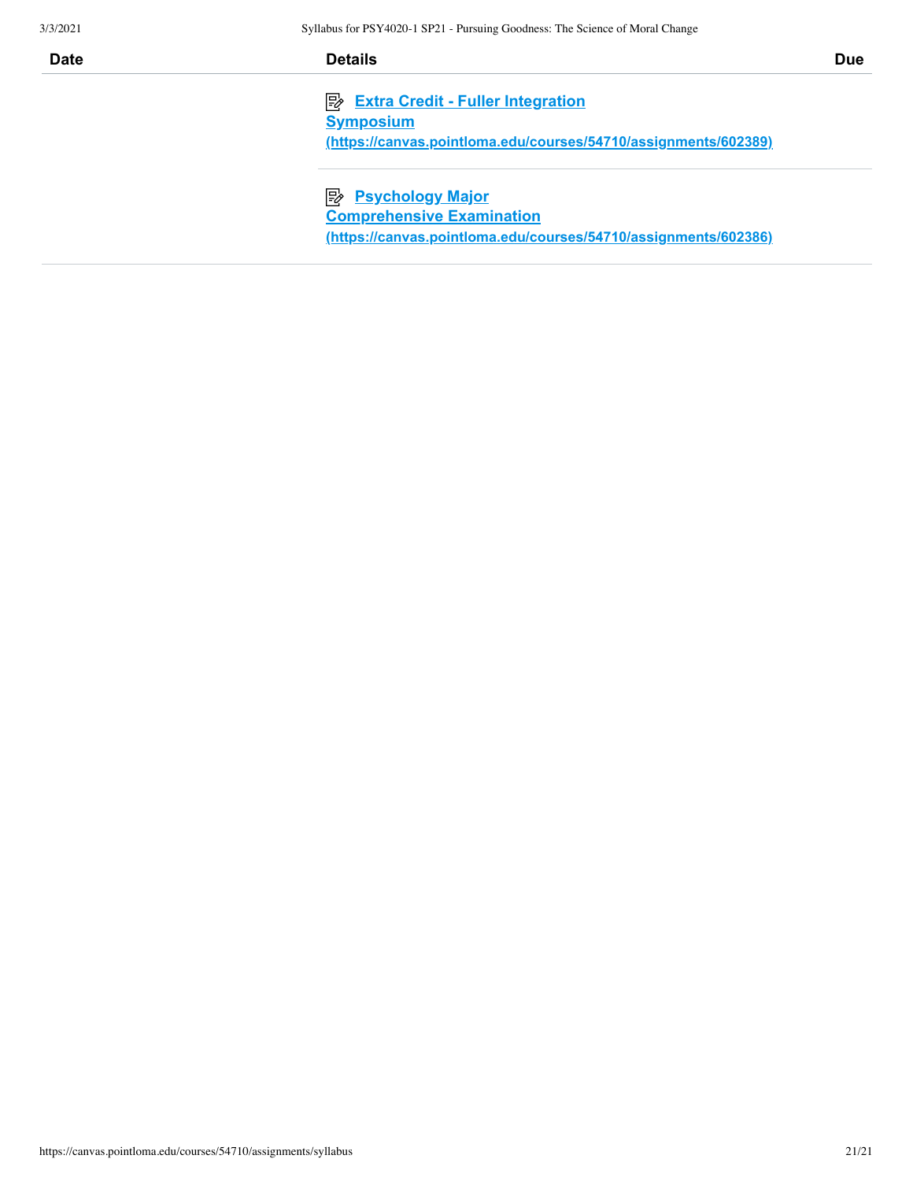| Date | Details | Due |
| --- | --- | --- |
| | Extra Credit - Fuller Integration Symposium (https://canvas.pointloma.edu/courses/54710/assignments/602389) | |
| | Psychology Major Comprehensive Examination (https://canvas.pointloma.edu/courses/54710/assignments/602386) | |